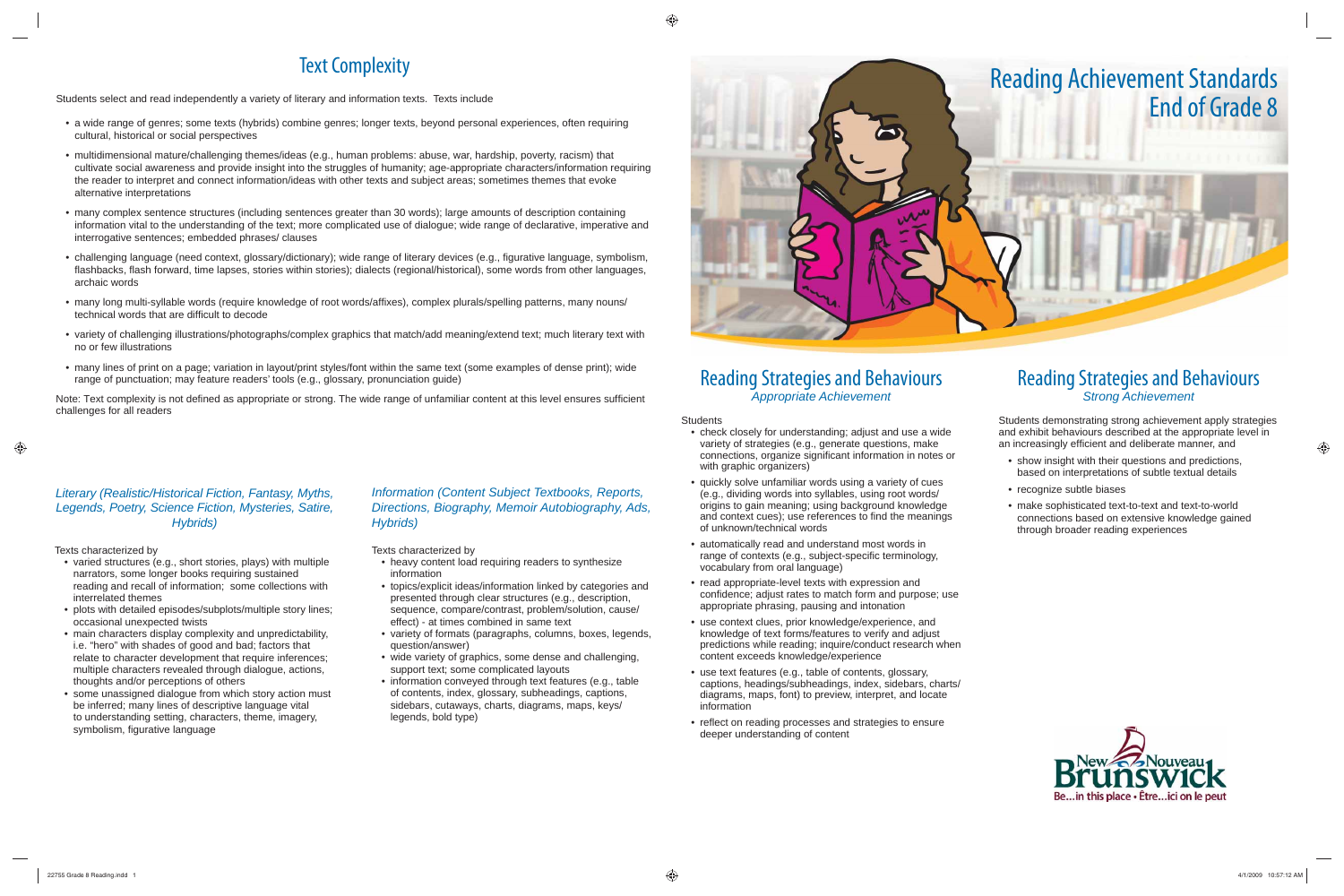# Text Complexity

Students select and read independently a variety of literary and information texts. Texts include

- a wide range of genres; some texts (hybrids) combine genres; longer texts, beyond personal experiences, often requiring cultural, historical or social perspectives
- multidimensional mature/challenging themes/ideas (e.g., human problems: abuse, war, hardship, poverty, racism) that cultivate social awareness and provide insight into the struggles of humanity; age-appropriate characters/information requiring the reader to interpret and connect information/ideas with other texts and subject areas; sometimes themes that evoke alternative interpretations
- many complex sentence structures (including sentences greater than 30 words); large amounts of description containing information vital to the understanding of the text; more complicated use of dialogue; wide range of declarative, imperative and interrogative sentences; embedded phrases/ clauses
- challenging language (need context, glossary/dictionary); wide range of literary devices (e.g., figurative language, symbolism, flashbacks, flash forward, time lapses, stories within stories); dialects (regional/historical), some words from other languages, archaic words
- many long multi-syllable words (require knowledge of root words/affixes), complex plurals/spelling patterns, many nouns/ technical words that are difficult to decode
- variety of challenging illustrations/photographs/complex graphics that match/add meaning/extend text; much literary text with no or few illustrations
- many lines of print on a page; variation in layout/print styles/font within the same text (some examples of dense print); wide range of punctuation; may feature readers' tools (e.g., glossary, pronunciation guide)

Note: Text complexity is not defined as appropriate or strong. The wide range of unfamiliar content at this level ensures sufficient challenges for all readers

### *Literary (Realistic/Historical Fiction, Fantasy, Myths, Legends, Poetry, Science Fiction, Mysteries, Satire, Hybrids)*

Texts characterized by

- varied structures (e.g., short stories, plays) with multiple narrators, some longer books requiring sustained reading and recall of information; some collections with interrelated themes
- plots with detailed episodes/subplots/multiple story lines; occasional unexpected twists
- main characters display complexity and unpredictability, i.e. "hero" with shades of good and bad; factors that relate to character development that require inferences; multiple characters revealed through dialogue, actions, thoughts and/or perceptions of others
- some unassigned dialogue from which story action must be inferred; many lines of descriptive language vital to understanding setting, characters, theme, imagery, symbolism, figurative language

### *Information (Content Subject Textbooks, Reports, Directions, Biography, Memoir Autobiography, Ads, Hybrids)*

Texts characterized by

- heavy content load requiring readers to synthesize information
- topics/explicit ideas/information linked by categories and presented through clear structures (e.g., description, sequence, compare/contrast, problem/solution, cause/ effect) - at times combined in same text
- variety of formats (paragraphs, columns, boxes, legends, question/answer)
- wide variety of graphics, some dense and challenging, support text; some complicated layouts
- information conveyed through text features (e.g., table of contents, index, glossary, subheadings, captions, sidebars, cutaways, charts, diagrams, maps, keys/ legends, bold type)

# Reading Achievement Standards End of Grade 8

## Reading Strategies and Behaviours
*Appropriate Achievement*

Students

- check closely for understanding; adjust and use a wide variety of strategies (e.g., generate questions, make connections, organize significant information in notes or with graphic organizers)
- quickly solve unfamiliar words using a variety of cues (e.g., dividing words into syllables, using root words/ origins to gain meaning; using background knowledge and context cues); use references to find the meanings of unknown/technical words
- automatically read and understand most words in range of contexts (e.g., subject-specific terminology, vocabulary from oral language)
- read appropriate-level texts with expression and confidence; adjust rates to match form and purpose; use appropriate phrasing, pausing and intonation
- use context clues, prior knowledge/experience, and knowledge of text forms/features to verify and adjust predictions while reading; inquire/conduct research when content exceeds knowledge/experience
- use text features (e.g., table of contents, glossary, captions, headings/subheadings, index, sidebars, charts/ diagrams, maps, font) to preview, interpret, and locate information
- reflect on reading processes and strategies to ensure deeper understanding of content

## Reading Strategies and Behaviours
*Strong Achievement*

Students demonstrating strong achievement apply strategies and exhibit behaviours described at the appropriate level in an increasingly efficient and deliberate manner, and

- show insight with their questions and predictions, based on interpretations of subtle textual details
- recognize subtle biases
- make sophisticated text-to-text and text-to-world connections based on extensive knowledge gained through broader reading experiences

New Brunswick Nouveau
Be...in this place • Être...ici on le peut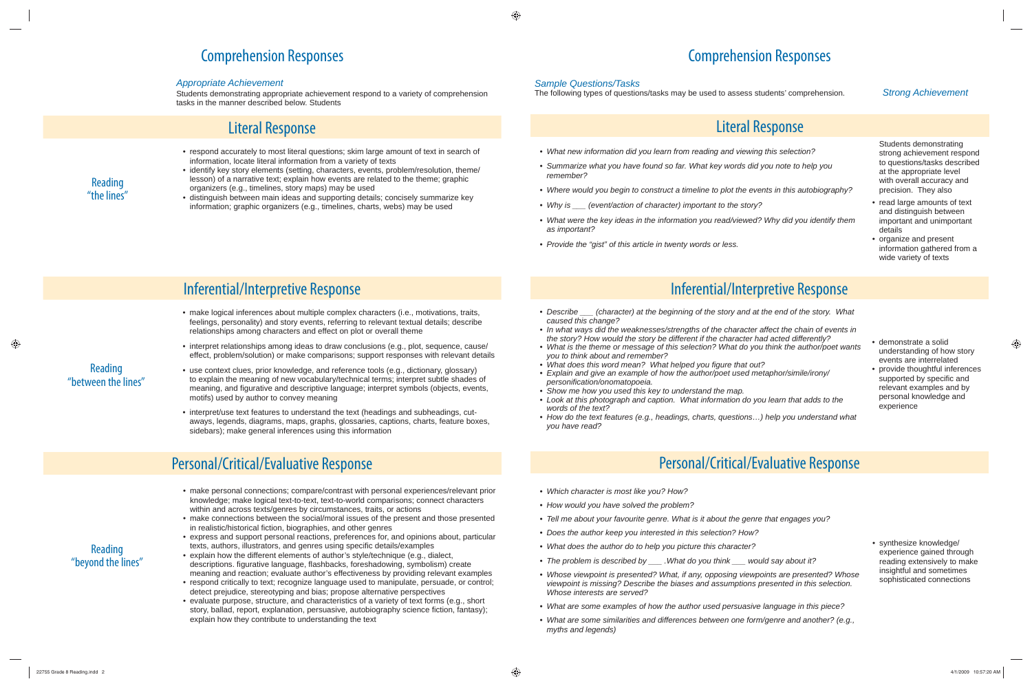# Comprehension Responses

*Appropriate Achievement*

Students demonstrating appropriate achievement respond to a variety of comprehension tasks in the manner described below. Students

## Literal Response

**Reading "the lines"**

- respond accurately to most literal questions; skim large amount of text in search of information, locate literal information from a variety of texts
- identify key story elements (setting, characters, events, problem/resolution, theme/lesson) of a narrative text; explain how events are related to the theme; graphic organizers (e.g., timelines, story maps) may be used
- distinguish between main ideas and supporting details; concisely summarize key information; graphic organizers (e.g., timelines, charts, webs) may be used

## Inferential/Interpretive Response

**Reading "between the lines"**

- make logical inferences about multiple complex characters (i.e., motivations, traits, feelings, personality) and story events, referring to relevant textual details; describe relationships among characters and effect on plot or overall theme
- interpret relationships among ideas to draw conclusions (e.g., plot, sequence, cause/effect, problem/solution) or make comparisons; support responses with relevant details
- use context clues, prior knowledge, and reference tools (e.g., dictionary, glossary) to explain the meaning of new vocabulary/technical terms; interpret subtle shades of meaning, and figurative and descriptive language; interpret symbols (objects, events, motifs) used by author to convey meaning
- interpret/use text features to understand the text (headings and subheadings, cut-aways, legends, diagrams, maps, graphs, glossaries, captions, charts, feature boxes, sidebars); make general inferences using this information

## Personal/Critical/Evaluative Response

**Reading "beyond the lines"**

- make personal connections; compare/contrast with personal experiences/relevant prior knowledge; make logical text-to-text, text-to-world comparisons; connect characters within and across texts/genres by circumstances, traits, or actions
- make connections between the social/moral issues of the present and those presented in realistic/historical fiction, biographies, and other genres
- express and support personal reactions, preferences for, and opinions about, particular texts, authors, illustrators, and genres using specific details/examples
- explain how the different elements of author's style/technique (e.g., dialect, descriptions. figurative language, flashbacks, foreshadowing, symbolism) create meaning and reaction; evaluate author's effectiveness by providing relevant examples
- respond critically to text; recognize language used to manipulate, persuade, or control; detect prejudice, stereotyping and bias; propose alternative perspectives
- evaluate purpose, structure, and characteristics of a variety of text forms (e.g., short story, ballad, report, explanation, persuasive, autobiography science fiction, fantasy); explain how they contribute to understanding the text

# Comprehension Responses

*Sample Questions/Tasks*

The following types of questions/tasks may be used to assess students' comprehension.

*Strong Achievement*

## Literal Response

- *What new information did you learn from reading and viewing this selection?*
- *Summarize what you have found so far. What key words did you note to help you remember?*
- *Where would you begin to construct a timeline to plot the events in this autobiography?*
- *Why is ___ (event/action of character) important to the story?*
- *What were the key ideas in the information you read/viewed? Why did you identify them as important?*
- *Provide the "gist" of this article in twenty words or less.*

Students demonstrating strong achievement respond to questions/tasks described at the appropriate level with overall accuracy and precision. They also

- read large amounts of text and distinguish between important and unimportant details
- organize and present information gathered from a wide variety of texts

## Inferential/Interpretive Response

- *Describe ___ (character) at the beginning of the story and at the end of the story. What caused this change?*
- *In what ways did the weaknesses/strengths of the character affect the chain of events in the story? How would the story be different if the character had acted differently?*
- *What is the theme or message of this selection? What do you think the author/poet wants you to think about and remember?*
- *What does this word mean? What helped you figure that out?*
- *Explain and give an example of how the author/poet used metaphor/simile/irony/personification/onomatopoeia.*
- *Show me how you used this key to understand the map.*
- *Look at this photograph and caption. What information do you learn that adds to the words of the text?*
- *How do the text features (e.g., headings, charts, questions…) help you understand what you have read?*

- demonstrate a solid understanding of how story events are interrelated
- provide thoughtful inferences supported by specific and relevant examples and by personal knowledge and experience

## Personal/Critical/Evaluative Response

- *Which character is most like you? How?*
- *How would you have solved the problem?*
- *Tell me about your favourite genre. What is it about the genre that engages you?*
- *Does the author keep you interested in this selection? How?*
- *What does the author do to help you picture this character?*
- *The problem is described by ___ .What do you think ___ would say about it?*
- *Whose viewpoint is presented? What, if any, opposing viewpoints are presented? Whose viewpoint is missing? Describe the biases and assumptions presented in this selection. Whose interests are served?*
- *What are some examples of how the author used persuasive language in this piece?*
- *What are some similarities and differences between one form/genre and another? (e.g., myths and legends)*

- synthesize knowledge/experience gained through reading extensively to make insightful and sometimes sophisticated connections